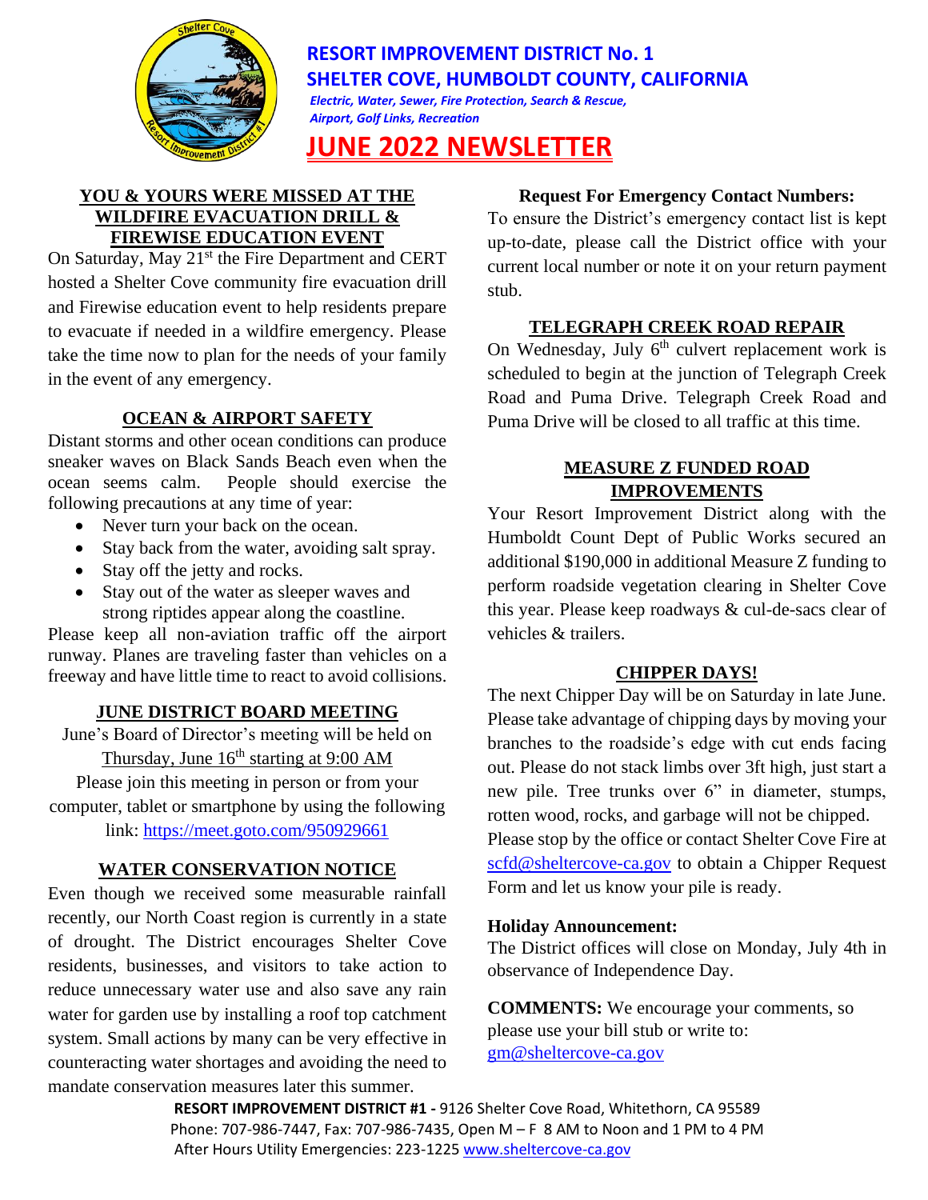# RESORT IMPROVEMENT DISTRICT No. 1
# SHELTER COVE, HUMBOLDT COUNTY, CALIFORNIA

***Electric, Water, Sewer, Fire Protection, Search & Rescue, Airport, Golf Links, Recreation***

# JUNE 2022 NEWSLETTER

## YOU & YOURS WERE MISSED AT THE WILDFIRE EVACUATION DRILL & FIREWISE EDUCATION EVENT

On Saturday, May 21st the Fire Department and CERT hosted a Shelter Cove community fire evacuation drill and Firewise education event to help residents prepare to evacuate if needed in a wildfire emergency. Please take the time now to plan for the needs of your family in the event of any emergency.

## OCEAN & AIRPORT SAFETY

Distant storms and other ocean conditions can produce sneaker waves on Black Sands Beach even when the ocean seems calm. People should exercise the following precautions at any time of year:

- Never turn your back on the ocean.
- Stay back from the water, avoiding salt spray.
- Stay off the jetty and rocks.
- Stay out of the water as sleeper waves and strong riptides appear along the coastline.

Please keep all non-aviation traffic off the airport runway. Planes are traveling faster than vehicles on a freeway and have little time to react to avoid collisions.

## JUNE DISTRICT BOARD MEETING

June's Board of Director's meeting will be held on Thursday, June 16th starting at 9:00 AM

Please join this meeting in person or from your computer, tablet or smartphone by using the following link: https://meet.goto.com/950929661

## WATER CONSERVATION NOTICE

Even though we received some measurable rainfall recently, our North Coast region is currently in a state of drought. The District encourages Shelter Cove residents, businesses, and visitors to take action to reduce unnecessary water use and also save any rain water for garden use by installing a roof top catchment system. Small actions by many can be very effective in counteracting water shortages and avoiding the need to mandate conservation measures later this summer.

**Request For Emergency Contact Numbers:**

To ensure the District's emergency contact list is kept up-to-date, please call the District office with your current local number or note it on your return payment stub.

## TELEGRAPH CREEK ROAD REPAIR

On Wednesday, July 6th culvert replacement work is scheduled to begin at the junction of Telegraph Creek Road and Puma Drive. Telegraph Creek Road and Puma Drive will be closed to all traffic at this time.

## MEASURE Z FUNDED ROAD IMPROVEMENTS

Your Resort Improvement District along with the Humboldt Count Dept of Public Works secured an additional $190,000 in additional Measure Z funding to perform roadside vegetation clearing in Shelter Cove this year. Please keep roadways & cul-de-sacs clear of vehicles & trailers.

## CHIPPER DAYS!

The next Chipper Day will be on Saturday in late June. Please take advantage of chipping days by moving your branches to the roadside's edge with cut ends facing out. Please do not stack limbs over 3ft high, just start a new pile. Tree trunks over 6" in diameter, stumps, rotten wood, rocks, and garbage will not be chipped.

Please stop by the office or contact Shelter Cove Fire at scfd@sheltercove-ca.gov to obtain a Chipper Request Form and let us know your pile is ready.

**Holiday Announcement:**

The District offices will close on Monday, July 4th in observance of Independence Day.

**COMMENTS:** We encourage your comments, so please use your bill stub or write to: gm@sheltercove-ca.gov

**RESORT IMPROVEMENT DISTRICT #1 -** 9126 Shelter Cove Road, Whitethorn, CA 95589
Phone: 707-986-7447, Fax: 707-986-7435, Open M – F 8 AM to Noon and 1 PM to 4 PM
After Hours Utility Emergencies: 223-1225 www.sheltercove-ca.gov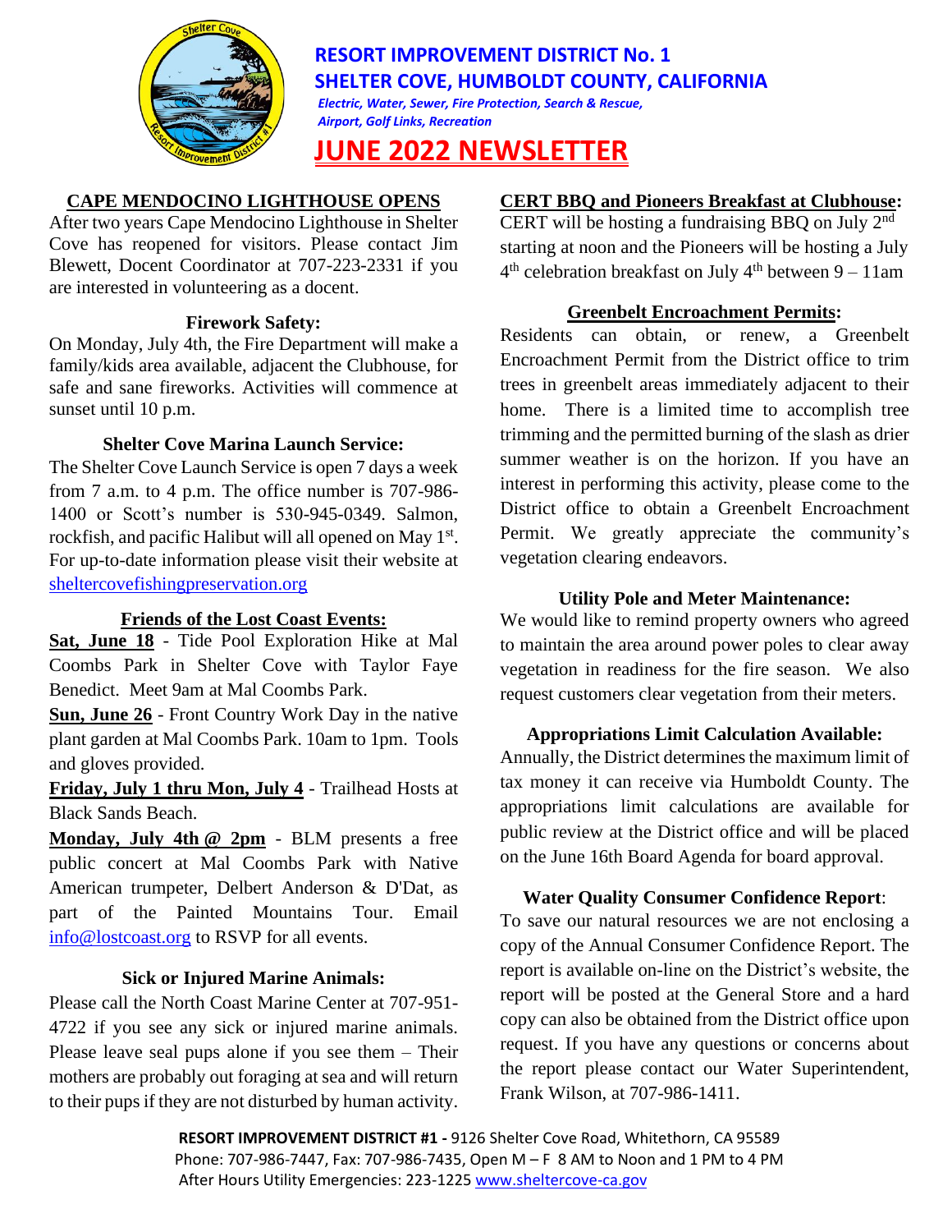# RESORT IMPROVEMENT DISTRICT No. 1
# SHELTER COVE, HUMBOLDT COUNTY, CALIFORNIA

*Electric, Water, Sewer, Fire Protection, Search & Rescue, Airport, Golf Links, Recreation*

# JUNE 2022 NEWSLETTER

## CAPE MENDOCINO LIGHTHOUSE OPENS

After two years Cape Mendocino Lighthouse in Shelter Cove has reopened for visitors. Please contact Jim Blewett, Docent Coordinator at 707-223-2331 if you are interested in volunteering as a docent.

## Firework Safety:

On Monday, July 4th, the Fire Department will make a family/kids area available, adjacent the Clubhouse, for safe and sane fireworks. Activities will commence at sunset until 10 p.m.

## Shelter Cove Marina Launch Service:

The Shelter Cove Launch Service is open 7 days a week from 7 a.m. to 4 p.m. The office number is 707-986-1400 or Scott's number is 530-945-0349. Salmon, rockfish, and pacific Halibut will all opened on May 1st. For up-to-date information please visit their website at sheltercovefishingpreservation.org

## Friends of the Lost Coast Events:

**Sat, June 18** - Tide Pool Exploration Hike at Mal Coombs Park in Shelter Cove with Taylor Faye Benedict. Meet 9am at Mal Coombs Park.

**Sun, June 26** - Front Country Work Day in the native plant garden at Mal Coombs Park. 10am to 1pm. Tools and gloves provided.

**Friday, July 1 thru Mon, July 4** - Trailhead Hosts at Black Sands Beach.

**Monday, July 4th @ 2pm** - BLM presents a free public concert at Mal Coombs Park with Native American trumpeter, Delbert Anderson & D'Dat, as part of the Painted Mountains Tour. Email info@lostcoast.org to RSVP for all events.

## Sick or Injured Marine Animals:

Please call the North Coast Marine Center at 707-951-4722 if you see any sick or injured marine animals. Please leave seal pups alone if you see them – Their mothers are probably out foraging at sea and will return to their pups if they are not disturbed by human activity.

## CERT BBQ and Pioneers Breakfast at Clubhouse:

CERT will be hosting a fundraising BBQ on July 2nd starting at noon and the Pioneers will be hosting a July 4th celebration breakfast on July 4th between 9 – 11am

## Greenbelt Encroachment Permits:

Residents can obtain, or renew, a Greenbelt Encroachment Permit from the District office to trim trees in greenbelt areas immediately adjacent to their home. There is a limited time to accomplish tree trimming and the permitted burning of the slash as drier summer weather is on the horizon. If you have an interest in performing this activity, please come to the District office to obtain a Greenbelt Encroachment Permit. We greatly appreciate the community's vegetation clearing endeavors.

## Utility Pole and Meter Maintenance:

We would like to remind property owners who agreed to maintain the area around power poles to clear away vegetation in readiness for the fire season. We also request customers clear vegetation from their meters.

## Appropriations Limit Calculation Available:

Annually, the District determines the maximum limit of tax money it can receive via Humboldt County. The appropriations limit calculations are available for public review at the District office and will be placed on the June 16th Board Agenda for board approval.

## Water Quality Consumer Confidence Report:

To save our natural resources we are not enclosing a copy of the Annual Consumer Confidence Report. The report is available on-line on the District's website, the report will be posted at the General Store and a hard copy can also be obtained from the District office upon request. If you have any questions or concerns about the report please contact our Water Superintendent, Frank Wilson, at 707-986-1411.

**RESORT IMPROVEMENT DISTRICT #1 -** 9126 Shelter Cove Road, Whitethorn, CA 95589
Phone: 707-986-7447, Fax: 707-986-7435, Open M – F 8 AM to Noon and 1 PM to 4 PM
After Hours Utility Emergencies: 223-1225 www.sheltercove-ca.gov